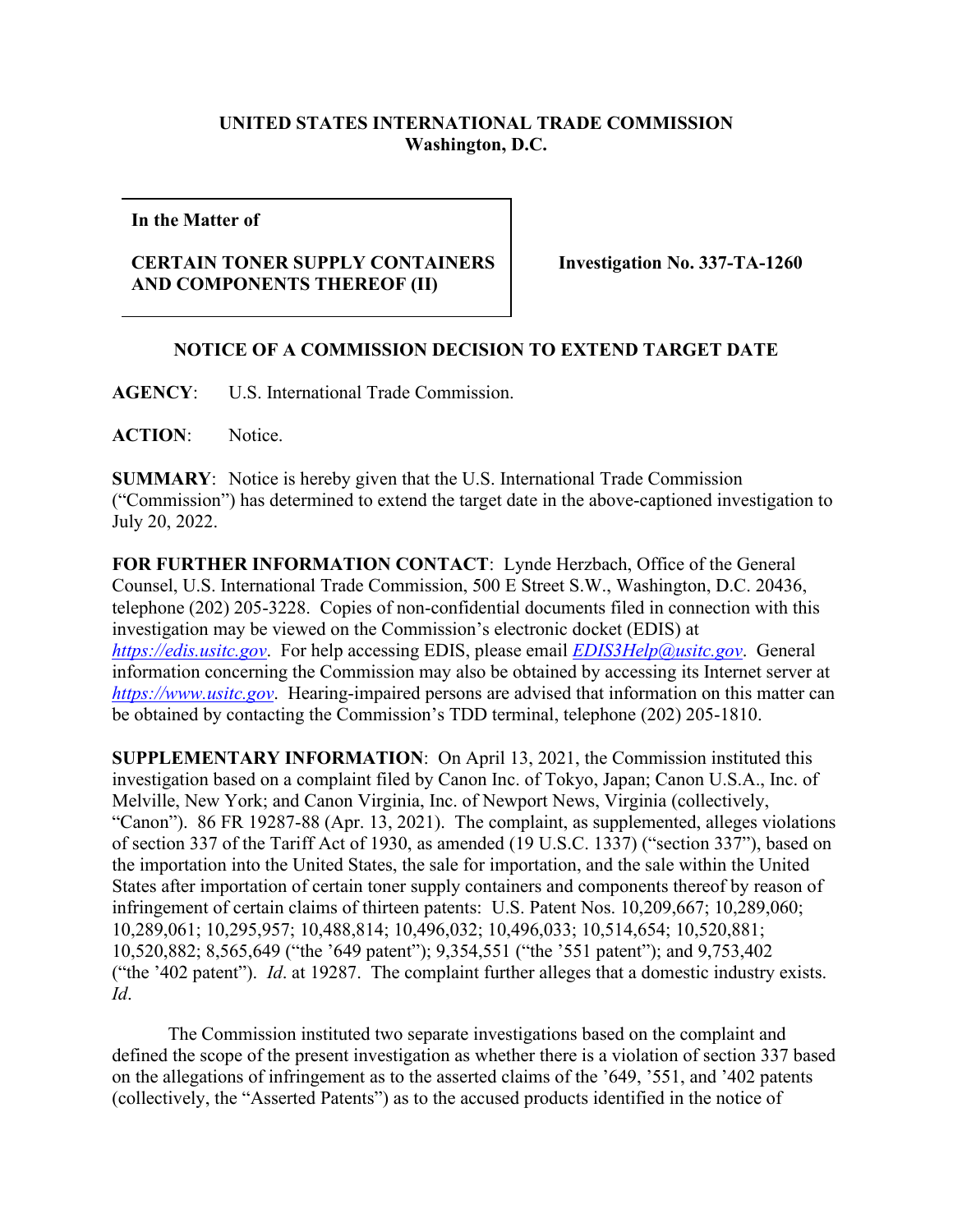**UNITED STATES INTERNATIONAL TRADE COMMISSION**
**Washington, D.C.**

| **In the Matter of** <br><br> **CERTAIN TONER SUPPLY CONTAINERS AND COMPONENTS THEREOF (II)** | **Investigation No. 337-TA-1260** |
|---|---|

## NOTICE OF A COMMISSION DECISION TO EXTEND TARGET DATE

**AGENCY**: U.S. International Trade Commission.

**ACTION**: Notice.

**SUMMARY**: Notice is hereby given that the U.S. International Trade Commission ("Commission") has determined to extend the target date in the above-captioned investigation to July 20, 2022.

**FOR FURTHER INFORMATION CONTACT**: Lynde Herzbach, Office of the General Counsel, U.S. International Trade Commission, 500 E Street S.W., Washington, D.C. 20436, telephone (202) 205-3228. Copies of non-confidential documents filed in connection with this investigation may be viewed on the Commission's electronic docket (EDIS) at *https://edis.usitc.gov*. For help accessing EDIS, please email *EDIS3Help@usitc.gov*. General information concerning the Commission may also be obtained by accessing its Internet server at *https://www.usitc.gov*. Hearing-impaired persons are advised that information on this matter can be obtained by contacting the Commission's TDD terminal, telephone (202) 205-1810.

**SUPPLEMENTARY INFORMATION**: On April 13, 2021, the Commission instituted this investigation based on a complaint filed by Canon Inc. of Tokyo, Japan; Canon U.S.A., Inc. of Melville, New York; and Canon Virginia, Inc. of Newport News, Virginia (collectively, "Canon"). 86 FR 19287-88 (Apr. 13, 2021). The complaint, as supplemented, alleges violations of section 337 of the Tariff Act of 1930, as amended (19 U.S.C. 1337) ("section 337"), based on the importation into the United States, the sale for importation, and the sale within the United States after importation of certain toner supply containers and components thereof by reason of infringement of certain claims of thirteen patents: U.S. Patent Nos. 10,209,667; 10,289,060; 10,289,061; 10,295,957; 10,488,814; 10,496,032; 10,496,033; 10,514,654; 10,520,881; 10,520,882; 8,565,649 ("the '649 patent"); 9,354,551 ("the '551 patent"); and 9,753,402 ("the '402 patent"). *Id*. at 19287. The complaint further alleges that a domestic industry exists. *Id*.

The Commission instituted two separate investigations based on the complaint and defined the scope of the present investigation as whether there is a violation of section 337 based on the allegations of infringement as to the asserted claims of the '649, '551, and '402 patents (collectively, the "Asserted Patents") as to the accused products identified in the notice of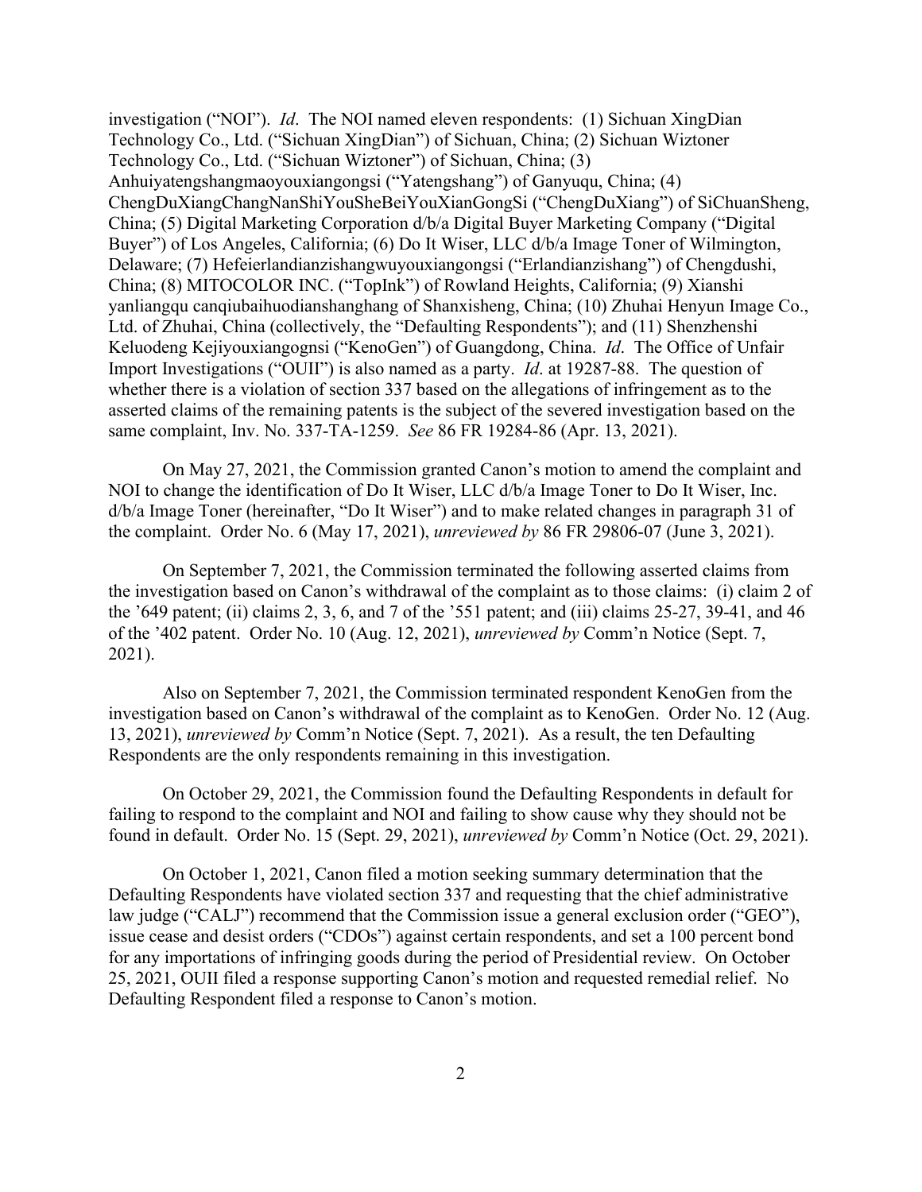investigation ("NOI"). *Id*. The NOI named eleven respondents: (1) Sichuan XingDian Technology Co., Ltd. ("Sichuan XingDian") of Sichuan, China; (2) Sichuan Wiztoner Technology Co., Ltd. ("Sichuan Wiztoner") of Sichuan, China; (3) Anhuiyatengshangmaoyouxiangongsi ("Yatengshang") of Ganyuqu, China; (4) ChengDuXiangChangNanShiYouSheBeiYouXianGongSi ("ChengDuXiang") of SiChuanSheng, China; (5) Digital Marketing Corporation d/b/a Digital Buyer Marketing Company ("Digital Buyer") of Los Angeles, California; (6) Do It Wiser, LLC d/b/a Image Toner of Wilmington, Delaware; (7) Hefeierlandianzishangwuyouxiangongsi ("Erlandianzishang") of Chengdushi, China; (8) MITOCOLOR INC. ("TopInk") of Rowland Heights, California; (9) Xianshi yanliangqu canqiubaihuodianshanghang of Shanxisheng, China; (10) Zhuhai Henyun Image Co., Ltd. of Zhuhai, China (collectively, the "Defaulting Respondents"); and (11) Shenzhenshi Keluodeng Kejiyouxiangognsi ("KenoGen") of Guangdong, China. *Id*. The Office of Unfair Import Investigations ("OUII") is also named as a party. *Id*. at 19287-88. The question of whether there is a violation of section 337 based on the allegations of infringement as to the asserted claims of the remaining patents is the subject of the severed investigation based on the same complaint, Inv. No. 337-TA-1259. *See* 86 FR 19284-86 (Apr. 13, 2021).

On May 27, 2021, the Commission granted Canon's motion to amend the complaint and NOI to change the identification of Do It Wiser, LLC d/b/a Image Toner to Do It Wiser, Inc. d/b/a Image Toner (hereinafter, "Do It Wiser") and to make related changes in paragraph 31 of the complaint. Order No. 6 (May 17, 2021), *unreviewed by* 86 FR 29806-07 (June 3, 2021).

On September 7, 2021, the Commission terminated the following asserted claims from the investigation based on Canon's withdrawal of the complaint as to those claims: (i) claim 2 of the '649 patent; (ii) claims 2, 3, 6, and 7 of the '551 patent; and (iii) claims 25-27, 39-41, and 46 of the '402 patent. Order No. 10 (Aug. 12, 2021), *unreviewed by* Comm'n Notice (Sept. 7, 2021).

Also on September 7, 2021, the Commission terminated respondent KenoGen from the investigation based on Canon's withdrawal of the complaint as to KenoGen. Order No. 12 (Aug. 13, 2021), *unreviewed by* Comm'n Notice (Sept. 7, 2021). As a result, the ten Defaulting Respondents are the only respondents remaining in this investigation.

On October 29, 2021, the Commission found the Defaulting Respondents in default for failing to respond to the complaint and NOI and failing to show cause why they should not be found in default. Order No. 15 (Sept. 29, 2021), *unreviewed by* Comm'n Notice (Oct. 29, 2021).

On October 1, 2021, Canon filed a motion seeking summary determination that the Defaulting Respondents have violated section 337 and requesting that the chief administrative law judge ("CALJ") recommend that the Commission issue a general exclusion order ("GEO"), issue cease and desist orders ("CDOs") against certain respondents, and set a 100 percent bond for any importations of infringing goods during the period of Presidential review. On October 25, 2021, OUII filed a response supporting Canon's motion and requested remedial relief. No Defaulting Respondent filed a response to Canon's motion.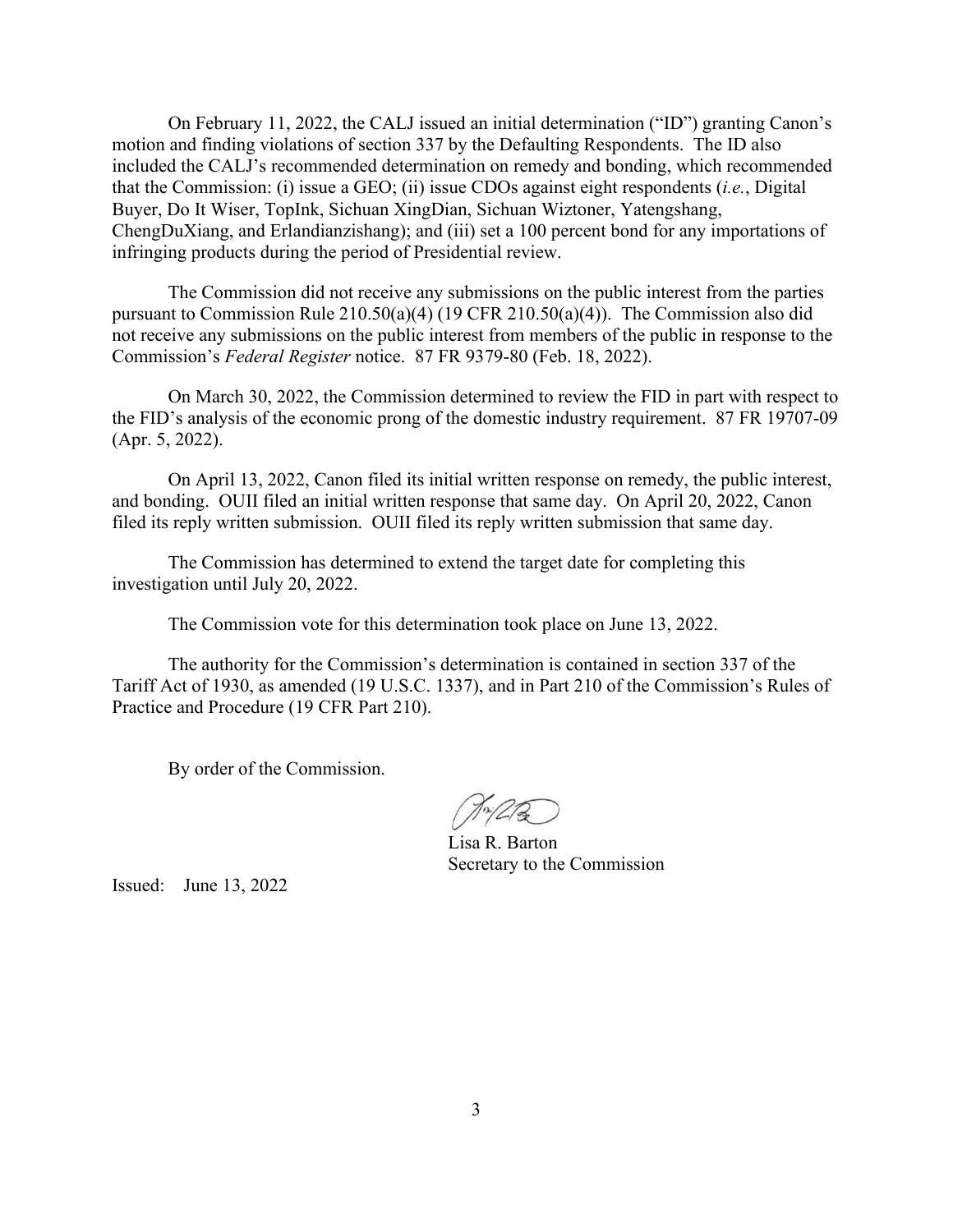On February 11, 2022, the CALJ issued an initial determination ("ID") granting Canon's motion and finding violations of section 337 by the Defaulting Respondents. The ID also included the CALJ's recommended determination on remedy and bonding, which recommended that the Commission: (i) issue a GEO; (ii) issue CDOs against eight respondents (*i.e.*, Digital Buyer, Do It Wiser, TopInk, Sichuan XingDian, Sichuan Wiztoner, Yatengshang, ChengDuXiang, and Erlandianzishang); and (iii) set a 100 percent bond for any importations of infringing products during the period of Presidential review.

The Commission did not receive any submissions on the public interest from the parties pursuant to Commission Rule 210.50(a)(4) (19 CFR 210.50(a)(4)). The Commission also did not receive any submissions on the public interest from members of the public in response to the Commission's *Federal Register* notice. 87 FR 9379-80 (Feb. 18, 2022).

On March 30, 2022, the Commission determined to review the FID in part with respect to the FID's analysis of the economic prong of the domestic industry requirement. 87 FR 19707-09 (Apr. 5, 2022).

On April 13, 2022, Canon filed its initial written response on remedy, the public interest, and bonding. OUII filed an initial written response that same day. On April 20, 2022, Canon filed its reply written submission. OUII filed its reply written submission that same day.

The Commission has determined to extend the target date for completing this investigation until July 20, 2022.

The Commission vote for this determination took place on June 13, 2022.

The authority for the Commission's determination is contained in section 337 of the Tariff Act of 1930, as amended (19 U.S.C. 1337), and in Part 210 of the Commission's Rules of Practice and Procedure (19 CFR Part 210).

By order of the Commission.

Lisa R. Barton
Secretary to the Commission

Issued: June 13, 2022